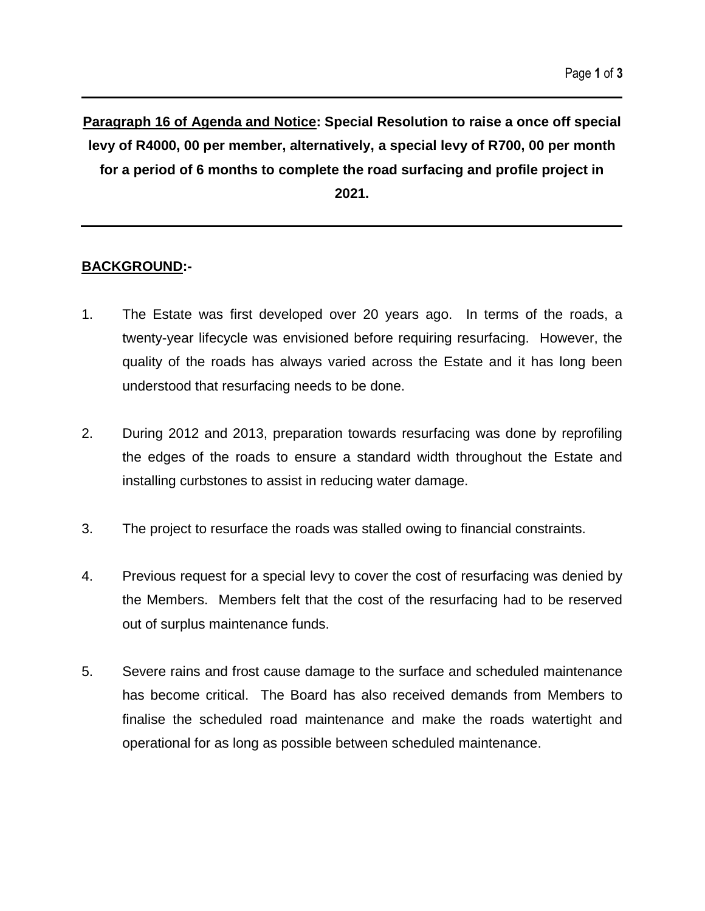**<u>Paragraph 16 of Agenda and Notice</u>: Special Resolution to raise a once off special levy of R4000, 00 per member, alternatively, a special levy of R700, 00 per month for a period of 6 months to complete the road surfacing and profile project in 2021.**

---

**<u>BACKGROUND</u>:-**

1. The Estate was first developed over 20 years ago. In terms of the roads, a twenty-year lifecycle was envisioned before requiring resurfacing. However, the quality of the roads has always varied across the Estate and it has long been understood that resurfacing needs to be done.

2. During 2012 and 2013, preparation towards resurfacing was done by reprofiling the edges of the roads to ensure a standard width throughout the Estate and installing curbstones to assist in reducing water damage.

3. The project to resurface the roads was stalled owing to financial constraints.

4. Previous request for a special levy to cover the cost of resurfacing was denied by the Members. Members felt that the cost of the resurfacing had to be reserved out of surplus maintenance funds.

5. Severe rains and frost cause damage to the surface and scheduled maintenance has become critical. The Board has also received demands from Members to finalise the scheduled road maintenance and make the roads watertight and operational for as long as possible between scheduled maintenance.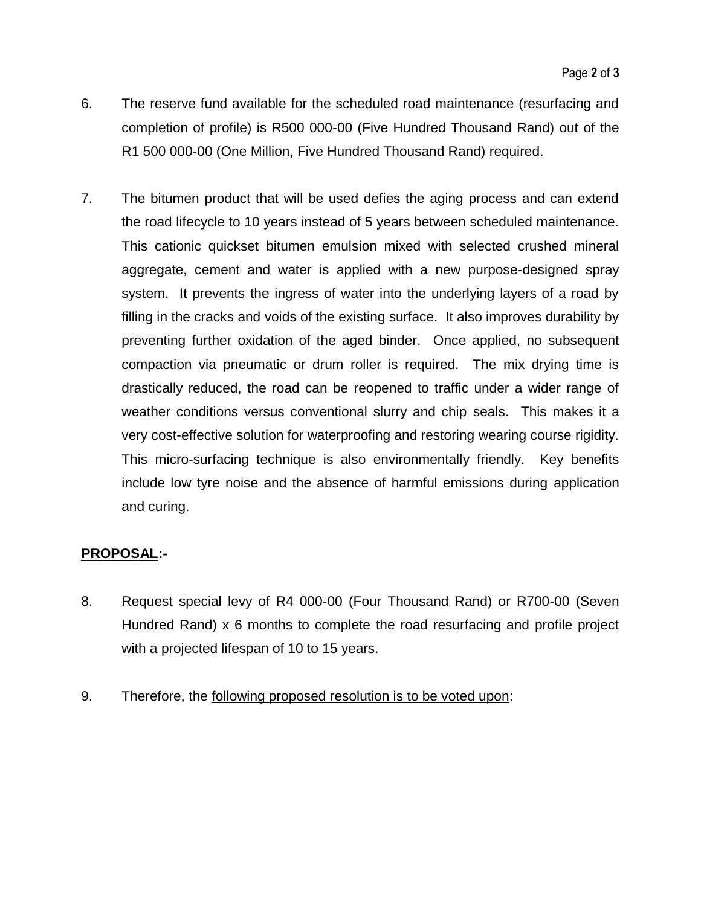6. The reserve fund available for the scheduled road maintenance (resurfacing and completion of profile) is R500 000-00 (Five Hundred Thousand Rand) out of the R1 500 000-00 (One Million, Five Hundred Thousand Rand) required.

7. The bitumen product that will be used defies the aging process and can extend the road lifecycle to 10 years instead of 5 years between scheduled maintenance. This cationic quickset bitumen emulsion mixed with selected crushed mineral aggregate, cement and water is applied with a new purpose-designed spray system. It prevents the ingress of water into the underlying layers of a road by filling in the cracks and voids of the existing surface. It also improves durability by preventing further oxidation of the aged binder. Once applied, no subsequent compaction via pneumatic or drum roller is required. The mix drying time is drastically reduced, the road can be reopened to traffic under a wider range of weather conditions versus conventional slurry and chip seals. This makes it a very cost-effective solution for waterproofing and restoring wearing course rigidity. This micro-surfacing technique is also environmentally friendly. Key benefits include low tyre noise and the absence of harmful emissions during application and curing.

**<u>PROPOSAL</u>:-**

8. Request special levy of R4 000-00 (Four Thousand Rand) or R700-00 (Seven Hundred Rand) x 6 months to complete the road resurfacing and profile project with a projected lifespan of 10 to 15 years.

9. Therefore, the <u>following proposed resolution is to be voted upon</u>: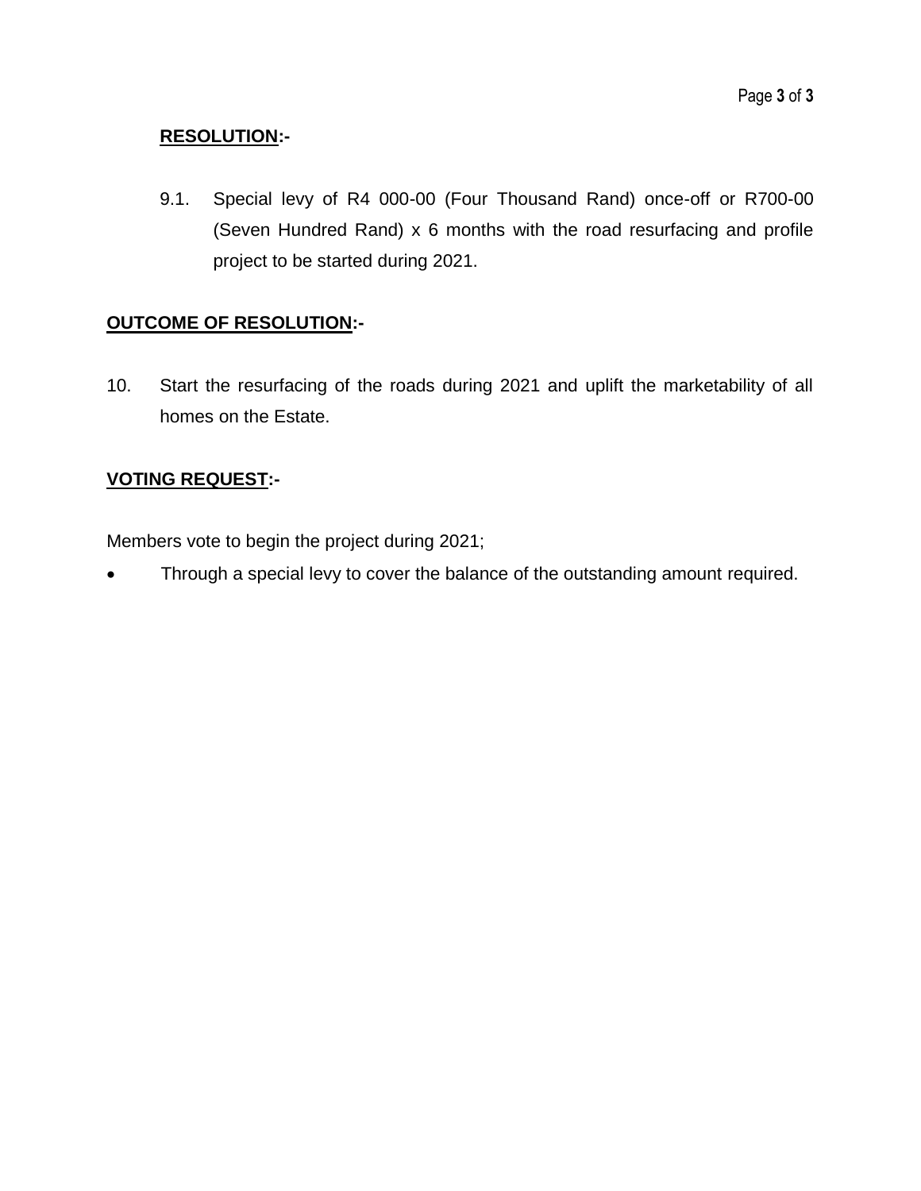**RESOLUTION:-**

9.1. Special levy of R4 000-00 (Four Thousand Rand) once-off or R700-00 (Seven Hundred Rand) x 6 months with the road resurfacing and profile project to be started during 2021.

**OUTCOME OF RESOLUTION:-**

10. Start the resurfacing of the roads during 2021 and uplift the marketability of all homes on the Estate.

**VOTING REQUEST:-**

Members vote to begin the project during 2021;

- Through a special levy to cover the balance of the outstanding amount required.